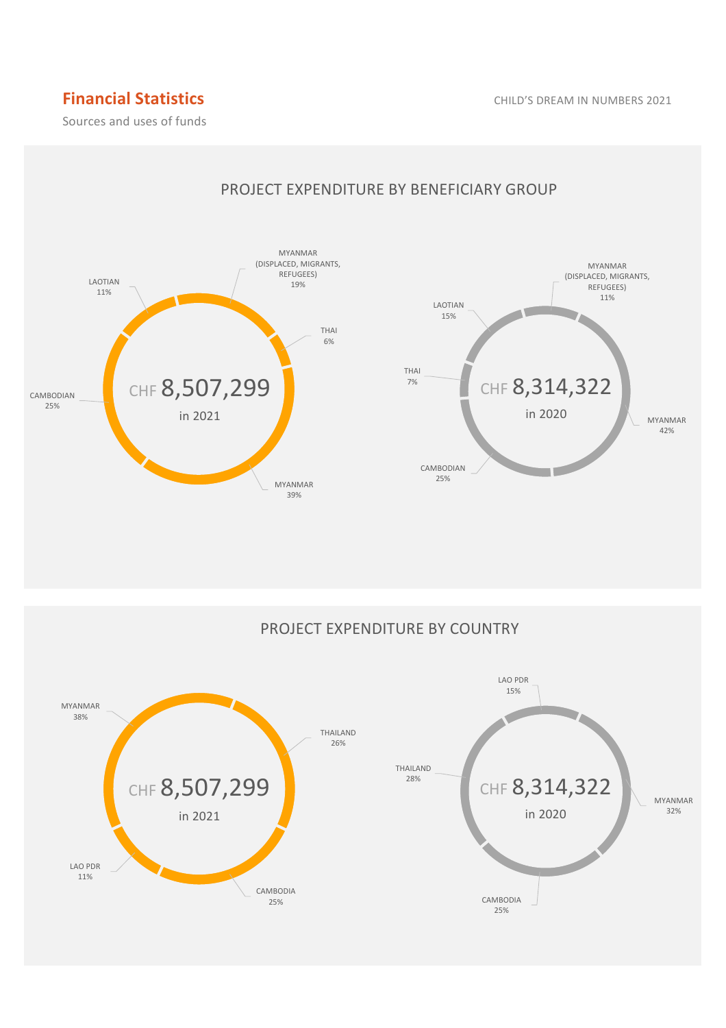## Financial Statistics

Sources and uses of funds

### PROJECT EXPENDITURE BY BENEFICIARY GROUP

**CHF 8,507,299 in 2021**

| Beneficiary group | Share |
|---|---|
| MYANMAR (DISPLACED, MIGRANTS, REFUGEES) | 19% |
| THAI | 6% |
| MYANMAR | 39% |
| CAMBODIAN | 25% |
| LAOTIAN | 11% |

**CHF 8,314,322 in 2020**

| Beneficiary group | Share |
|---|---|
| MYANMAR (DISPLACED, MIGRANTS, REFUGEES) | 11% |
| MYANMAR | 42% |
| CAMBODIAN | 25% |
| THAI | 7% |
| LAOTIAN | 15% |

### PROJECT EXPENDITURE BY COUNTRY

**CHF 8,507,299 in 2021**

| Country | Share |
|---|---|
| THAILAND | 26% |
| CAMBODIA | 25% |
| LAO PDR | 11% |
| MYANMAR | 38% |

**CHF 8,314,322 in 2020**

| Country | Share |
|---|---|
| LAO PDR | 15% |
| MYANMAR | 32% |
| CAMBODIA | 25% |
| THAILAND | 28% |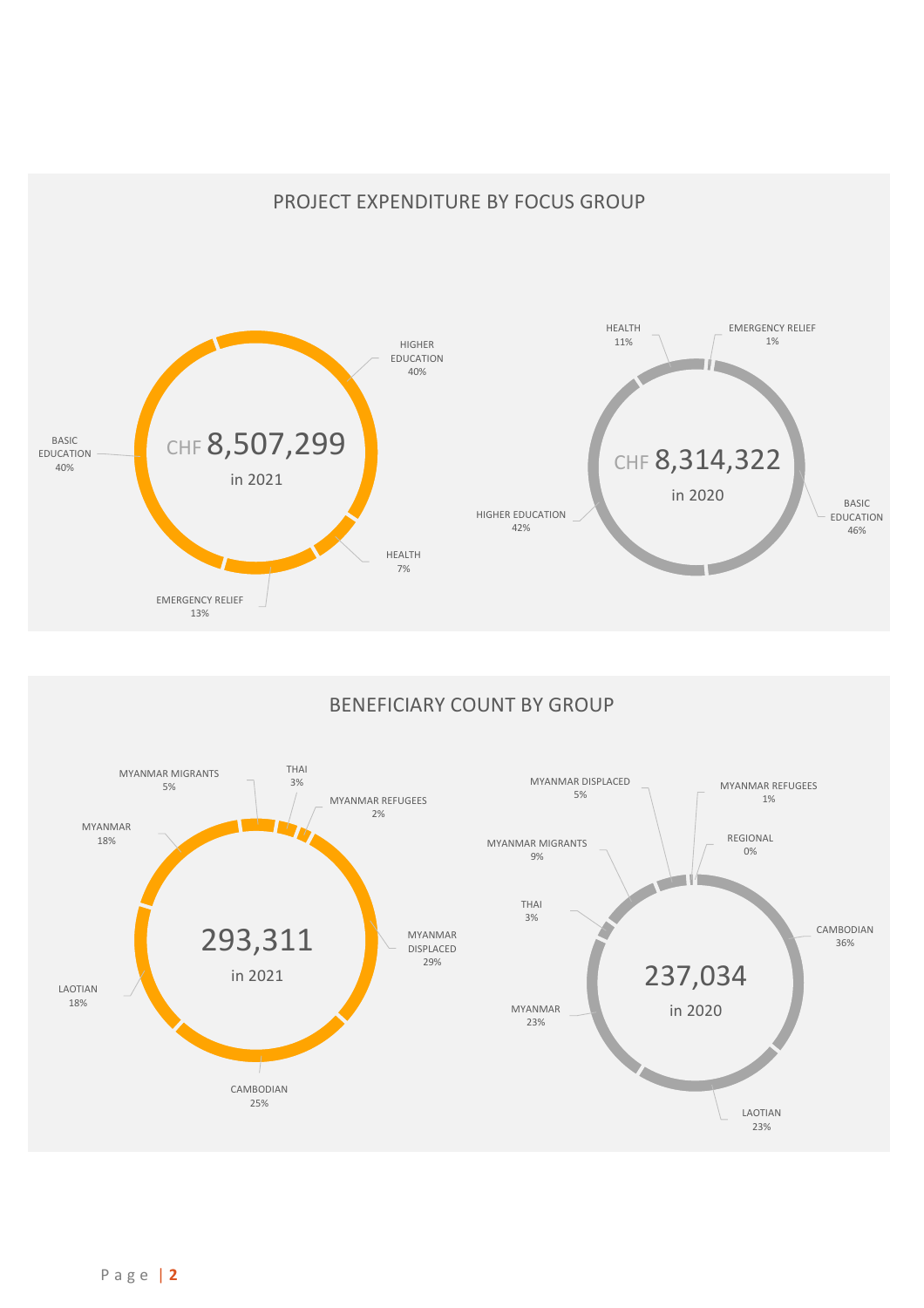## PROJECT EXPENDITURE BY FOCUS GROUP

CHF 8,507,299 in 2021

- HIGHER EDUCATION 40%
- BASIC EDUCATION 40%
- HEALTH 7%
- EMERGENCY RELIEF 13%

CHF 8,314,322 in 2020

- HEALTH 11%
- EMERGENCY RELIEF 1%
- BASIC EDUCATION 46%
- HIGHER EDUCATION 42%

## BENEFICIARY COUNT BY GROUP

293,311 in 2021

- MYANMAR MIGRANTS 5%
- THAI 3%
- MYANMAR REFUGEES 2%
- MYANMAR 18%
- MYANMAR DISPLACED 29%
- LAOTIAN 18%
- CAMBODIAN 25%

237,034 in 2020

- MYANMAR DISPLACED 5%
- MYANMAR REFUGEES 1%
- MYANMAR MIGRANTS 9%
- REGIONAL 0%
- THAI 3%
- CAMBODIAN 36%
- MYANMAR 23%
- LAOTIAN 23%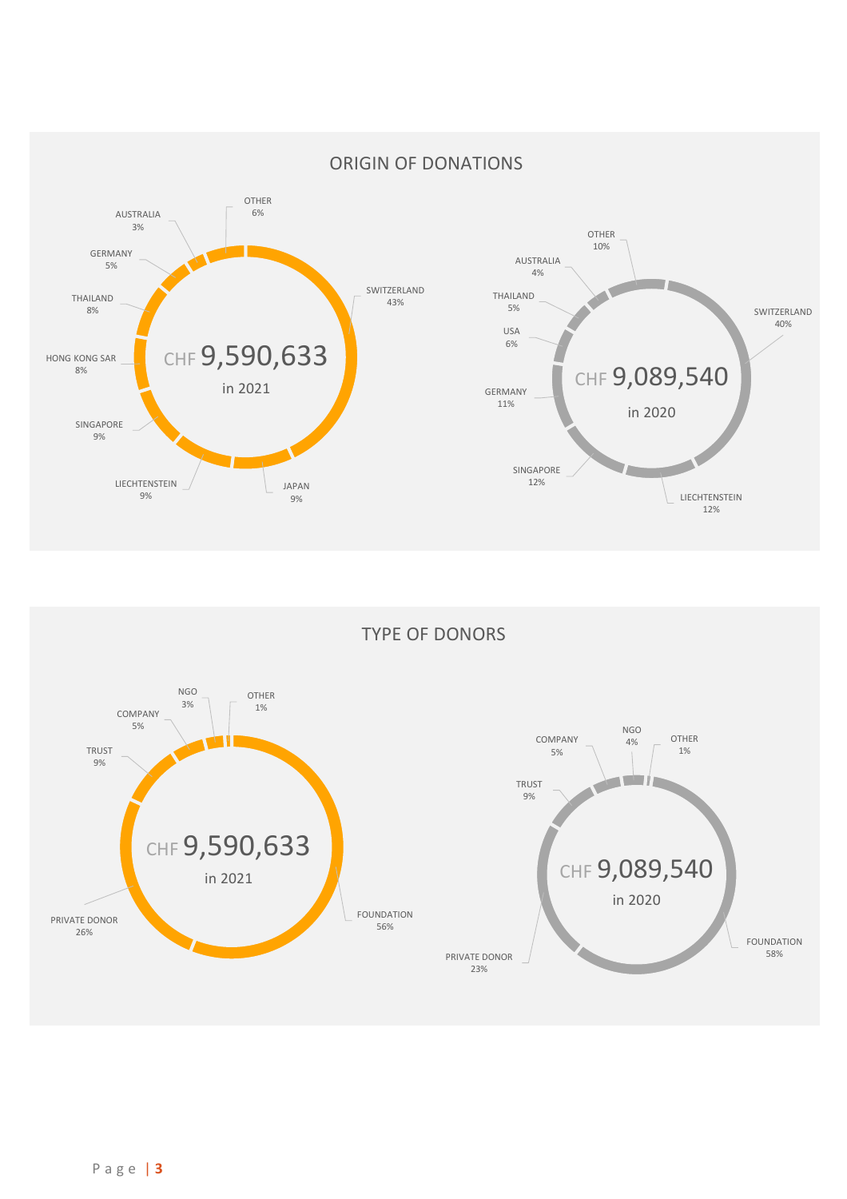## ORIGIN OF DONATIONS

**CHF 9,590,633 in 2021**

| Origin | Share |
|---|---|
| SWITZERLAND | 43% |
| JAPAN | 9% |
| LIECHTENSTEIN | 9% |
| SINGAPORE | 9% |
| HONG KONG SAR | 8% |
| THAILAND | 8% |
| GERMANY | 5% |
| AUSTRALIA | 3% |
| OTHER | 6% |

**CHF 9,089,540 in 2020**

| Origin | Share |
|---|---|
| SWITZERLAND | 40% |
| LIECHTENSTEIN | 12% |
| SINGAPORE | 12% |
| GERMANY | 11% |
| USA | 6% |
| THAILAND | 5% |
| AUSTRALIA | 4% |
| OTHER | 10% |

## TYPE OF DONORS

**CHF 9,590,633 in 2021**

| Type | Share |
|---|---|
| FOUNDATION | 56% |
| PRIVATE DONOR | 26% |
| TRUST | 9% |
| COMPANY | 5% |
| NGO | 3% |
| OTHER | 1% |

**CHF 9,089,540 in 2020**

| Type | Share |
|---|---|
| FOUNDATION | 58% |
| PRIVATE DONOR | 23% |
| TRUST | 9% |
| COMPANY | 5% |
| NGO | 4% |
| OTHER | 1% |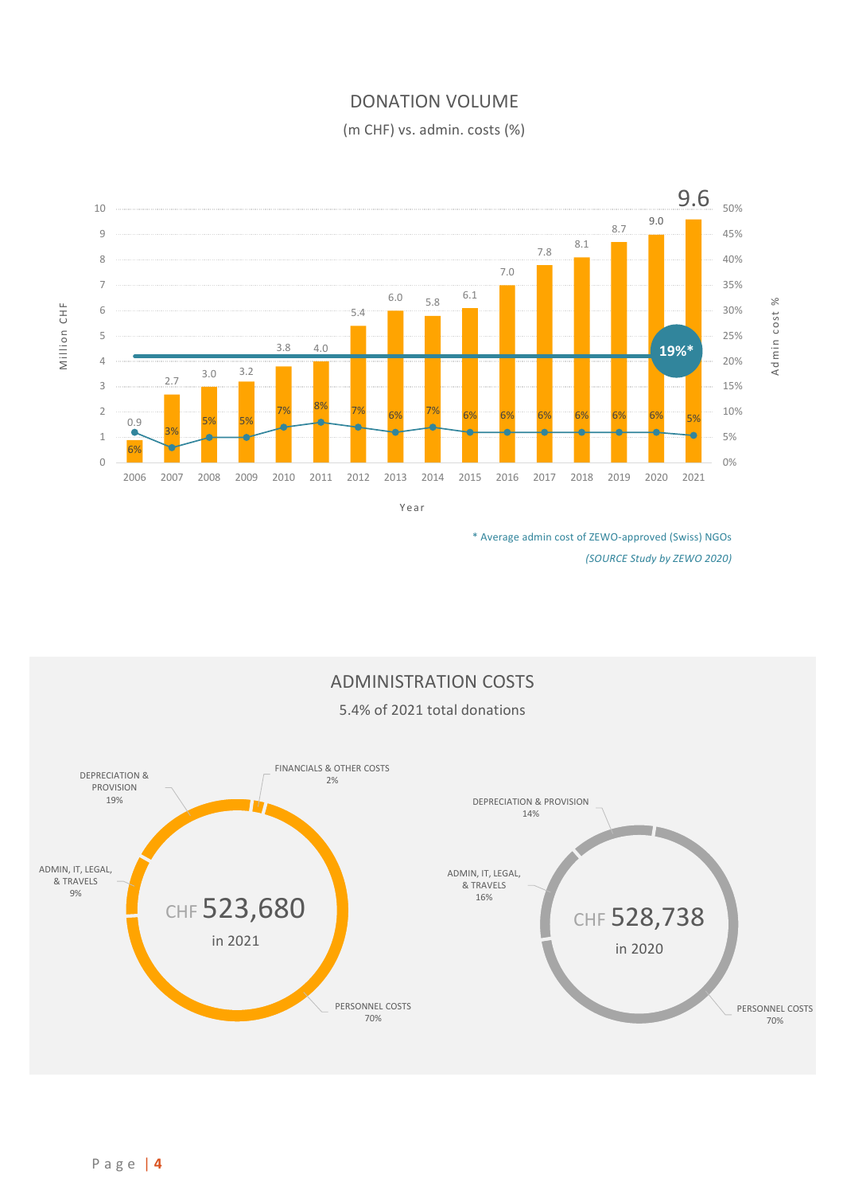## DONATION VOLUME

(m CHF) vs. admin. costs (%)

| Year | Donation volume (Million CHF) | Admin cost % |
|---|---|---|
| 2006 | 0.9 | 6% |
| 2007 | 2.7 | 3% |
| 2008 | 3.0 | 5% |
| 2009 | 3.2 | 5% |
| 2010 | 3.8 | 7% |
| 2011 | 4.0 | 8% |
| 2012 | 5.4 | 7% |
| 2013 | 6.0 | 6% |
| 2014 | 5.8 | 7% |
| 2015 | 6.1 | 6% |
| 2016 | 7.0 | 6% |
| 2017 | 7.8 | 6% |
| 2018 | 8.1 | 6% |
| 2019 | 8.7 | 6% |
| 2020 | 9.0 | 6% |
| 2021 | 9.6 | 5% |

19%*

\* Average admin cost of ZEWO-approved (Swiss) NGOs

*(SOURCE Study by ZEWO 2020)*

## ADMINISTRATION COSTS

5.4% of 2021 total donations

**CHF 523,680 in 2021**

| Category | Share |
|---|---|
| PERSONNEL COSTS | 70% |
| DEPRECIATION & PROVISION | 19% |
| ADMIN, IT, LEGAL, & TRAVELS | 9% |
| FINANCIALS & OTHER COSTS | 2% |

**CHF 528,738 in 2020**

| Category | Share |
|---|---|
| PERSONNEL COSTS | 70% |
| ADMIN, IT, LEGAL, & TRAVELS | 16% |
| DEPRECIATION & PROVISION | 14% |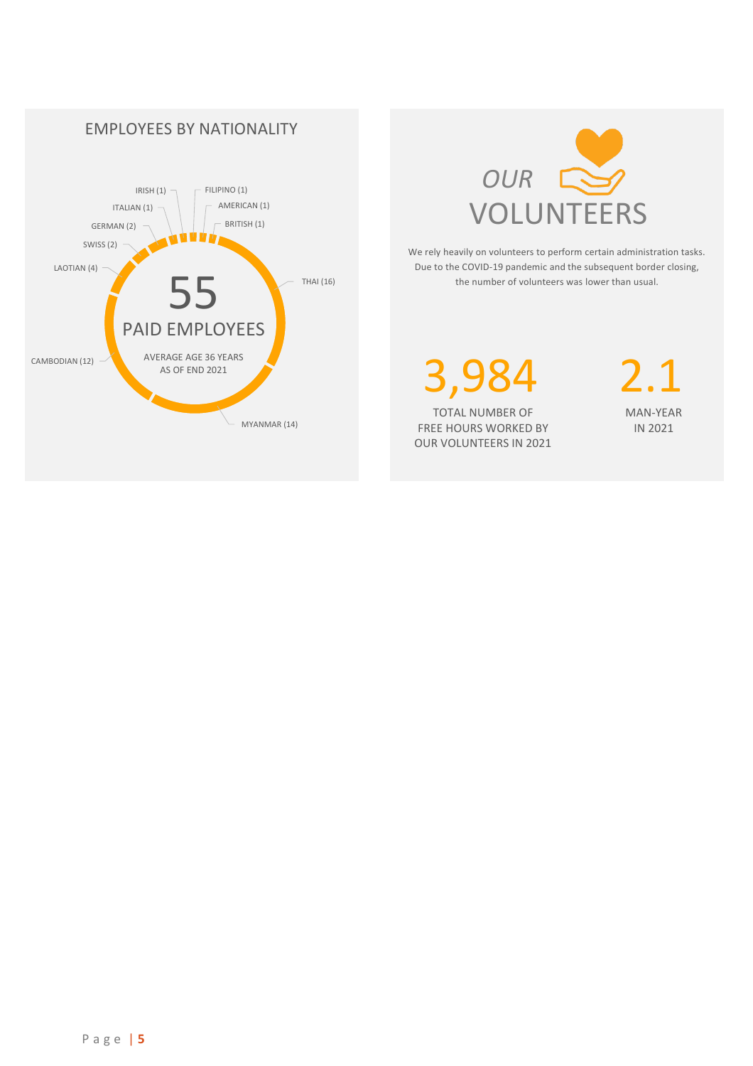## EMPLOYEES BY NATIONALITY

IRISH (1)
FILIPINO (1)
ITALIAN (1)
AMERICAN (1)
GERMAN (2)
BRITISH (1)
SWISS (2)
LAOTIAN (4)
THAI (16)
CAMBODIAN (12)
MYANMAR (14)

55
PAID EMPLOYEES
AVERAGE AGE 36 YEARS AS OF END 2021

## *OUR* VOLUNTEERS

We rely heavily on volunteers to perform certain administration tasks. Due to the COVID-19 pandemic and the subsequent border closing, the number of volunteers was lower than usual.

**3,984**
TOTAL NUMBER OF FREE HOURS WORKED BY OUR VOLUNTEERS IN 2021

**2.1**
MAN-YEAR IN 2021